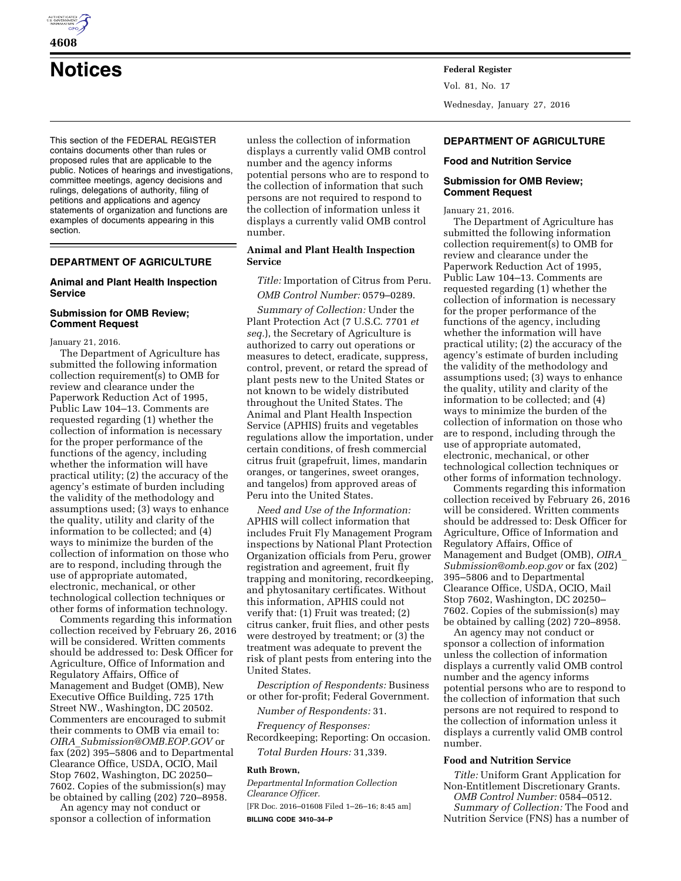# Notices

This section of the FEDERAL REGISTER contains documents other than rules or proposed rules that are applicable to the public. Notices of hearings and investigations, committee meetings, agency decisions and rulings, delegations of authority, filing of petitions and applications and agency statements of organization and functions are examples of documents appearing in this section.

## DEPARTMENT OF AGRICULTURE

### Animal and Plant Health Inspection Service

### Submission for OMB Review; Comment Request

January 21, 2016.

The Department of Agriculture has submitted the following information collection requirement(s) to OMB for review and clearance under the Paperwork Reduction Act of 1995, Public Law 104–13. Comments are requested regarding (1) whether the collection of information is necessary for the proper performance of the functions of the agency, including whether the information will have practical utility; (2) the accuracy of the agency's estimate of burden including the validity of the methodology and assumptions used; (3) ways to enhance the quality, utility and clarity of the information to be collected; and (4) ways to minimize the burden of the collection of information on those who are to respond, including through the use of appropriate automated, electronic, mechanical, or other technological collection techniques or other forms of information technology.

Comments regarding this information collection received by February 26, 2016 will be considered. Written comments should be addressed to: Desk Officer for Agriculture, Office of Information and Regulatory Affairs, Office of Management and Budget (OMB), New Executive Office Building, 725 17th Street NW., Washington, DC 20502. Commenters are encouraged to submit their comments to OMB via email to: *OIRA_Submission@OMB.EOP.GOV* or fax (202) 395–5806 and to Departmental Clearance Office, USDA, OCIO, Mail Stop 7602, Washington, DC 20250–7602. Copies of the submission(s) may be obtained by calling (202) 720–8958.

An agency may not conduct or sponsor a collection of information unless the collection of information displays a currently valid OMB control number and the agency informs potential persons who are to respond to the collection of information that such persons are not required to respond to the collection of information unless it displays a currently valid OMB control number.

### Animal and Plant Health Inspection Service

*Title:* Importation of Citrus from Peru.

*OMB Control Number:* 0579–0289.

*Summary of Collection:* Under the Plant Protection Act (7 U.S.C. 7701 *et seq.*), the Secretary of Agriculture is authorized to carry out operations or measures to detect, eradicate, suppress, control, prevent, or retard the spread of plant pests new to the United States or not known to be widely distributed throughout the United States. The Animal and Plant Health Inspection Service (APHIS) fruits and vegetables regulations allow the importation, under certain conditions, of fresh commercial citrus fruit (grapefruit, limes, mandarin oranges, or tangerines, sweet oranges, and tangelos) from approved areas of Peru into the United States.

*Need and Use of the Information:* APHIS will collect information that includes Fruit Fly Management Program inspections by National Plant Protection Organization officials from Peru, grower registration and agreement, fruit fly trapping and monitoring, recordkeeping, and phytosanitary certificates. Without this information, APHIS could not verify that: (1) Fruit was treated; (2) citrus canker, fruit flies, and other pests were destroyed by treatment; or (3) the treatment was adequate to prevent the risk of plant pests from entering into the United States.

*Description of Respondents:* Business or other for-profit; Federal Government.

*Number of Respondents:* 31.

*Frequency of Responses:* Recordkeeping; Reporting: On occasion.

*Total Burden Hours:* 31,339.

**Ruth Brown,**

*Departmental Information Collection Clearance Officer.*

[FR Doc. 2016–01608 Filed 1–26–16; 8:45 am]

**BILLING CODE 3410–34–P**

## DEPARTMENT OF AGRICULTURE

### Food and Nutrition Service

### Submission for OMB Review; Comment Request

January 21, 2016.

The Department of Agriculture has submitted the following information collection requirement(s) to OMB for review and clearance under the Paperwork Reduction Act of 1995, Public Law 104–13. Comments are requested regarding (1) whether the collection of information is necessary for the proper performance of the functions of the agency, including whether the information will have practical utility; (2) the accuracy of the agency's estimate of burden including the validity of the methodology and assumptions used; (3) ways to enhance the quality, utility and clarity of the information to be collected; and (4) ways to minimize the burden of the collection of information on those who are to respond, including through the use of appropriate automated, electronic, mechanical, or other technological collection techniques or other forms of information technology.

Comments regarding this information collection received by February 26, 2016 will be considered. Written comments should be addressed to: Desk Officer for Agriculture, Office of Information and Regulatory Affairs, Office of Management and Budget (OMB), *OIRA_Submission@omb.eop.gov* or fax (202) 395–5806 and to Departmental Clearance Office, USDA, OCIO, Mail Stop 7602, Washington, DC 20250–7602. Copies of the submission(s) may be obtained by calling (202) 720–8958.

An agency may not conduct or sponsor a collection of information unless the collection of information displays a currently valid OMB control number and the agency informs potential persons who are to respond to the collection of information that such persons are not required to respond to the collection of information unless it displays a currently valid OMB control number.

### Food and Nutrition Service

*Title:* Uniform Grant Application for Non-Entitlement Discretionary Grants.

*OMB Control Number:* 0584–0512.

*Summary of Collection:* The Food and Nutrition Service (FNS) has a number of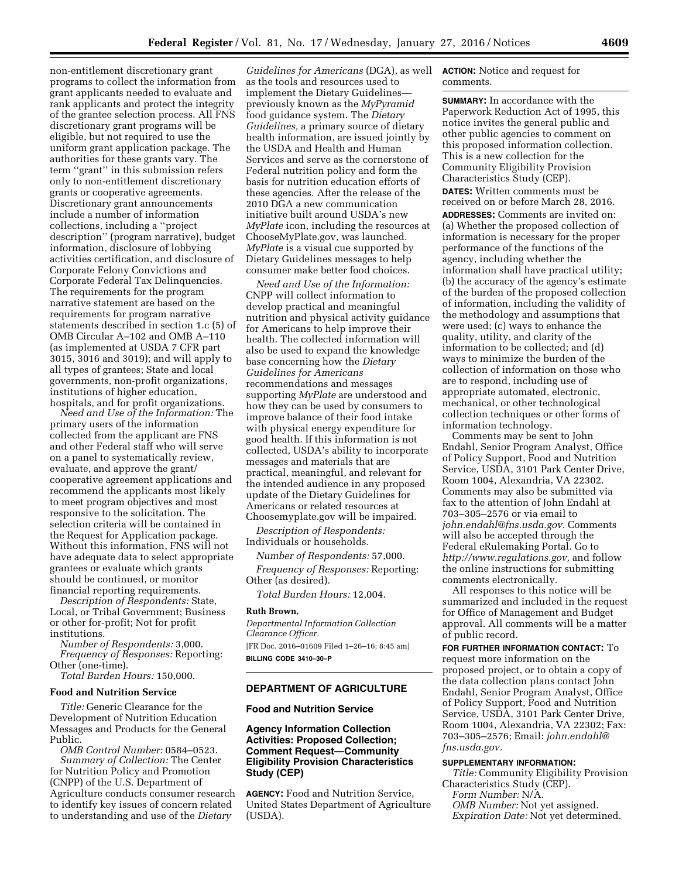non-entitlement discretionary grant programs to collect the information from grant applicants needed to evaluate and rank applicants and protect the integrity of the grantee selection process. All FNS discretionary grant programs will be eligible, but not required to use the uniform grant application package. The authorities for these grants vary. The term ''grant'' in this submission refers only to non-entitlement discretionary grants or cooperative agreements. Discretionary grant announcements include a number of information collections, including a ''project description'' (program narrative), budget information, disclosure of lobbying activities certification, and disclosure of Corporate Felony Convictions and Corporate Federal Tax Delinquencies. The requirements for the program narrative statement are based on the requirements for program narrative statements described in section 1.c (5) of OMB Circular A–102 and OMB A–110 (as implemented at USDA 7 CFR part 3015, 3016 and 3019); and will apply to all types of grantees; State and local governments, non-profit organizations, institutions of higher education, hospitals, and for profit organizations.

*Need and Use of the Information:* The primary users of the information collected from the applicant are FNS and other Federal staff who will serve on a panel to systematically review, evaluate, and approve the grant/cooperative agreement applications and recommend the applicants most likely to meet program objectives and most responsive to the solicitation. The selection criteria will be contained in the Request for Application package. Without this information, FNS will not have adequate data to select appropriate grantees or evaluate which grants should be continued, or monitor financial reporting requirements.

*Description of Respondents:* State, Local, or Tribal Government; Business or other for-profit; Not for profit institutions.

*Number of Respondents:* 3,000.

*Frequency of Responses:* Reporting: Other (one-time).

*Total Burden Hours:* 150,000.

**Food and Nutrition Service**

*Title:* Generic Clearance for the Development of Nutrition Education Messages and Products for the General Public.

*OMB Control Number:* 0584–0523.

*Summary of Collection:* The Center for Nutrition Policy and Promotion (CNPP) of the U.S. Department of Agriculture conducts consumer research to identify key issues of concern related to understanding and use of the *Dietary Guidelines for Americans* (DGA), as well as the tools and resources used to implement the Dietary Guidelines—previously known as the *MyPyramid* food guidance system. The *Dietary Guidelines,* a primary source of dietary health information, are issued jointly by the USDA and Health and Human Services and serve as the cornerstone of Federal nutrition policy and form the basis for nutrition education efforts of these agencies. After the release of the 2010 DGA a new communication initiative built around USDA's new *MyPlate* icon, including the resources at ChooseMyPlate.gov, was launched. *MyPlate* is a visual cue supported by Dietary Guidelines messages to help consumer make better food choices.

*Need and Use of the Information:* CNPP will collect information to develop practical and meaningful nutrition and physical activity guidance for Americans to help improve their health. The collected information will also be used to expand the knowledge base concerning how the *Dietary Guidelines for Americans* recommendations and messages supporting *MyPlate* are understood and how they can be used by consumers to improve balance of their food intake with physical energy expenditure for good health. If this information is not collected, USDA's ability to incorporate messages and materials that are practical, meaningful, and relevant for the intended audience in any proposed update of the Dietary Guidelines for Americans or related resources at Choosemyplate.gov will be impaired.

*Description of Respondents:* Individuals or households.

*Number of Respondents:* 57,000.

*Frequency of Responses:* Reporting: Other (as desired).

*Total Burden Hours:* 12,004.

**Ruth Brown,**

*Departmental Information Collection Clearance Officer.*

[FR Doc. 2016–01609 Filed 1–26–16; 8:45 am]

**BILLING CODE 3410–30–P**

## DEPARTMENT OF AGRICULTURE

### Food and Nutrition Service

### Agency Information Collection Activities: Proposed Collection; Comment Request—Community Eligibility Provision Characteristics Study (CEP)

**AGENCY:** Food and Nutrition Service, United States Department of Agriculture (USDA).

**ACTION:** Notice and request for comments.

**SUMMARY:** In accordance with the Paperwork Reduction Act of 1995, this notice invites the general public and other public agencies to comment on this proposed information collection. This is a new collection for the Community Eligibility Provision Characteristics Study (CEP).

**DATES:** Written comments must be received on or before March 28, 2016.

**ADDRESSES:** Comments are invited on: (a) Whether the proposed collection of information is necessary for the proper performance of the functions of the agency, including whether the information shall have practical utility; (b) the accuracy of the agency's estimate of the burden of the proposed collection of information, including the validity of the methodology and assumptions that were used; (c) ways to enhance the quality, utility, and clarity of the information to be collected; and (d) ways to minimize the burden of the collection of information on those who are to respond, including use of appropriate automated, electronic, mechanical, or other technological collection techniques or other forms of information technology.

Comments may be sent to John Endahl, Senior Program Analyst, Office of Policy Support, Food and Nutrition Service, USDA, 3101 Park Center Drive, Room 1004, Alexandria, VA 22302. Comments may also be submitted via fax to the attention of John Endahl at 703–305–2576 or via email to *john.endahl@fns.usda.gov.* Comments will also be accepted through the Federal eRulemaking Portal. Go to *http://www.regulations.gov,* and follow the online instructions for submitting comments electronically.

All responses to this notice will be summarized and included in the request for Office of Management and Budget approval. All comments will be a matter of public record.

**FOR FURTHER INFORMATION CONTACT:** To request more information on the proposed project, or to obtain a copy of the data collection plans contact John Endahl, Senior Program Analyst, Office of Policy Support, Food and Nutrition Service, USDA, 3101 Park Center Drive, Room 1004, Alexandria, VA 22302; Fax: 703–305–2576; Email: *john.endahl@fns.usda.gov.*

**SUPPLEMENTARY INFORMATION:**

*Title:* Community Eligibility Provision Characteristics Study (CEP).

*Form Number:* N/A.

*OMB Number:* Not yet assigned.

*Expiration Date:* Not yet determined.